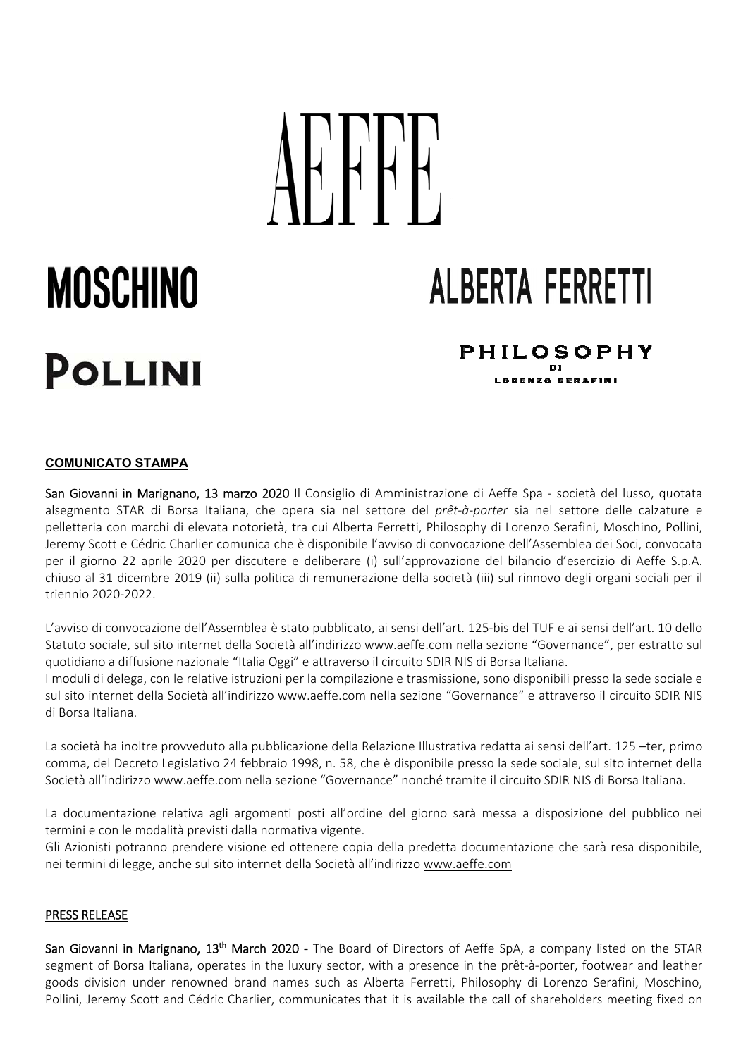AEFFE

MOSCHINO

ALBERTA FERRETTI

POLLINI

PHILOSOPHY DI LORENZO SERAFINI

**COMUNICATO STAMPA**

**San Giovanni in Marignano, 13 marzo 2020** Il Consiglio di Amministrazione di Aeffe Spa - società del lusso, quotata alsegmento STAR di Borsa Italiana, che opera sia nel settore del *prêt-à-porter* sia nel settore delle calzature e pelletteria con marchi di elevata notorietà, tra cui Alberta Ferretti, Philosophy di Lorenzo Serafini, Moschino, Pollini, Jeremy Scott e Cédric Charlier comunica che è disponibile l'avviso di convocazione dell'Assemblea dei Soci, convocata per il giorno 22 aprile 2020 per discutere e deliberare (i) sull'approvazione del bilancio d'esercizio di Aeffe S.p.A. chiuso al 31 dicembre 2019 (ii) sulla politica di remunerazione della società (iii) sul rinnovo degli organi sociali per il triennio 2020-2022.

L'avviso di convocazione dell'Assemblea è stato pubblicato, ai sensi dell'art. 125-bis del TUF e ai sensi dell'art. 10 dello Statuto sociale, sul sito internet della Società all'indirizzo www.aeffe.com nella sezione "Governance", per estratto sul quotidiano a diffusione nazionale "Italia Oggi" e attraverso il circuito SDIR NIS di Borsa Italiana.
I moduli di delega, con le relative istruzioni per la compilazione e trasmissione, sono disponibili presso la sede sociale e sul sito internet della Società all'indirizzo www.aeffe.com nella sezione "Governance" e attraverso il circuito SDIR NIS di Borsa Italiana.

La società ha inoltre provveduto alla pubblicazione della Relazione Illustrativa redatta ai sensi dell'art. 125 –ter, primo comma, del Decreto Legislativo 24 febbraio 1998, n. 58, che è disponibile presso la sede sociale, sul sito internet della Società all'indirizzo www.aeffe.com nella sezione "Governance" nonché tramite il circuito SDIR NIS di Borsa Italiana.

La documentazione relativa agli argomenti posti all'ordine del giorno sarà messa a disposizione del pubblico nei termini e con le modalità previsti dalla normativa vigente.
Gli Azionisti potranno prendere visione ed ottenere copia della predetta documentazione che sarà resa disponibile, nei termini di legge, anche sul sito internet della Società all'indirizzo www.aeffe.com

**PRESS RELEASE**

**San Giovanni in Marignano, 13th March 2020** - The Board of Directors of Aeffe SpA, a company listed on the STAR segment of Borsa Italiana, operates in the luxury sector, with a presence in the prêt-à-porter, footwear and leather goods division under renowned brand names such as Alberta Ferretti, Philosophy di Lorenzo Serafini, Moschino, Pollini, Jeremy Scott and Cédric Charlier, communicates that it is available the call of shareholders meeting fixed on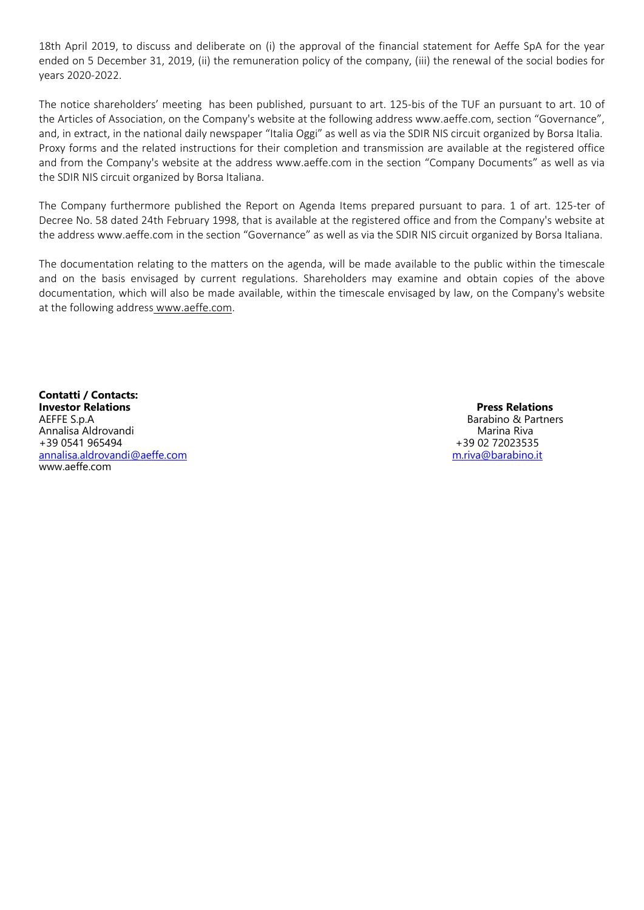18th April 2019, to discuss and deliberate on (i) the approval of the financial statement for Aeffe SpA for the year ended on 5 December 31, 2019, (ii) the remuneration policy of the company, (iii) the renewal of the social bodies for years 2020-2022.

The notice shareholders' meeting has been published, pursuant to art. 125-bis of the TUF an pursuant to art. 10 of the Articles of Association, on the Company's website at the following address www.aeffe.com, section "Governance", and, in extract, in the national daily newspaper "Italia Oggi" as well as via the SDIR NIS circuit organized by Borsa Italia. Proxy forms and the related instructions for their completion and transmission are available at the registered office and from the Company's website at the address www.aeffe.com in the section "Company Documents" as well as via the SDIR NIS circuit organized by Borsa Italiana.

The Company furthermore published the Report on Agenda Items prepared pursuant to para. 1 of art. 125-ter of Decree No. 58 dated 24th February 1998, that is available at the registered office and from the Company's website at the address www.aeffe.com in the section "Governance" as well as via the SDIR NIS circuit organized by Borsa Italiana.

The documentation relating to the matters on the agenda, will be made available to the public within the timescale and on the basis envisaged by current regulations. Shareholders may examine and obtain copies of the above documentation, which will also be made available, within the timescale envisaged by law, on the Company's website at the following address www.aeffe.com.

**Contatti / Contacts:**

**Investor Relations**
AEFFE S.p.A
Annalisa Aldrovandi
+39 0541 965494
annalisa.aldrovandi@aeffe.com
www.aeffe.com

**Press Relations**
Barabino & Partners
Marina Riva
+39 02 72023535
m.riva@barabino.it